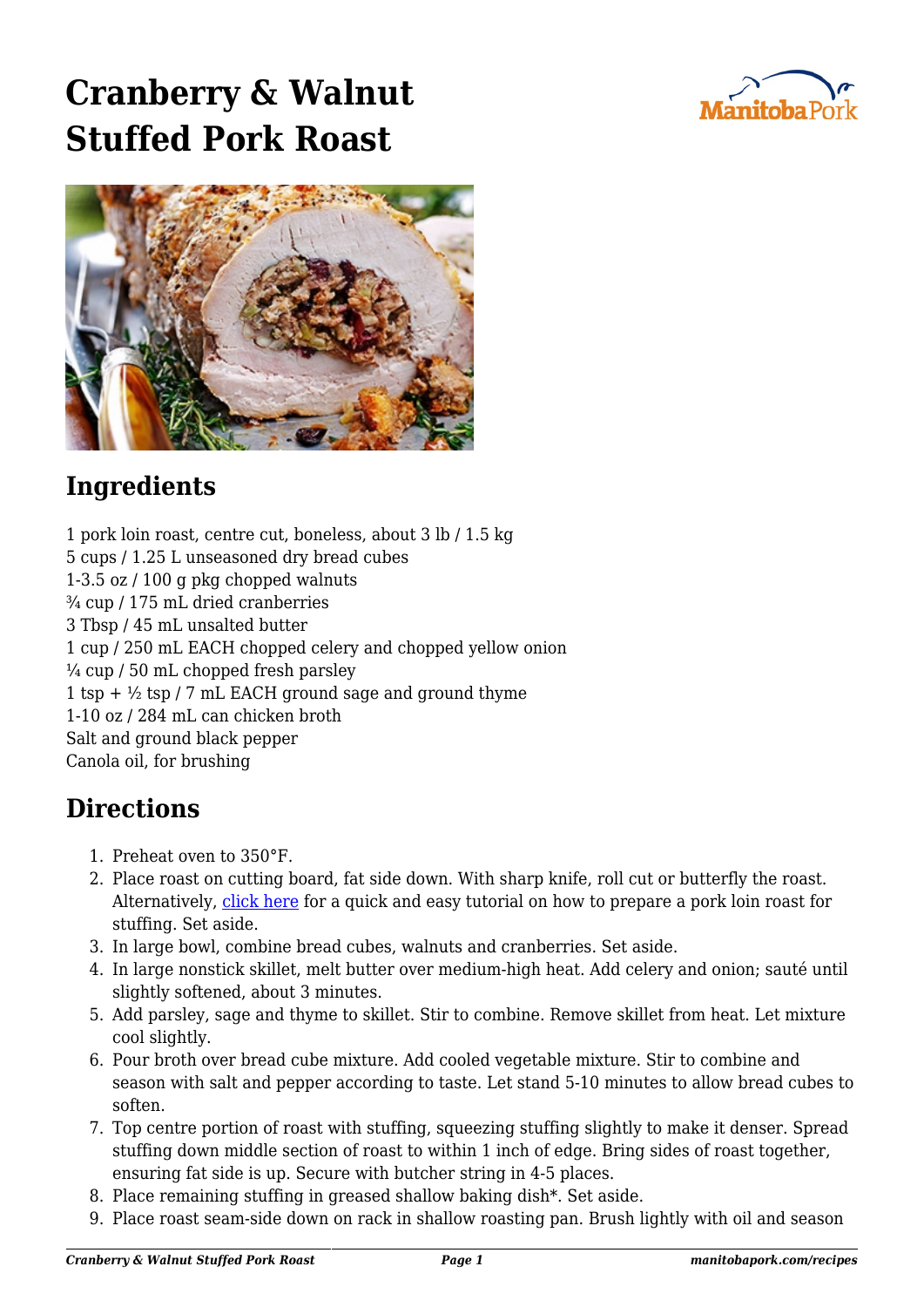# Cranberry & Walnut Stuffed Pork Roast

## Ingredients

1 pork loin roast, centre cut, boneless, about 3 lb / 1.5 kg
5 cups / 1.25 L unseasoned dry bread cubes
1-3.5 oz / 100 g pkg chopped walnuts
¾ cup / 175 mL dried cranberries
3 Tbsp / 45 mL unsalted butter
1 cup / 250 mL EACH chopped celery and chopped yellow onion
¼ cup / 50 mL chopped fresh parsley
1 tsp + ½ tsp / 7 mL EACH ground sage and ground thyme
1-10 oz / 284 mL can chicken broth
Salt and ground black pepper
Canola oil, for brushing

## Directions

1. Preheat oven to 350°F.
2. Place roast on cutting board, fat side down. With sharp knife, roll cut or butterfly the roast. Alternatively, click here for a quick and easy tutorial on how to prepare a pork loin roast for stuffing. Set aside.
3. In large bowl, combine bread cubes, walnuts and cranberries. Set aside.
4. In large nonstick skillet, melt butter over medium-high heat. Add celery and onion; sauté until slightly softened, about 3 minutes.
5. Add parsley, sage and thyme to skillet. Stir to combine. Remove skillet from heat. Let mixture cool slightly.
6. Pour broth over bread cube mixture. Add cooled vegetable mixture. Stir to combine and season with salt and pepper according to taste. Let stand 5-10 minutes to allow bread cubes to soften.
7. Top centre portion of roast with stuffing, squeezing stuffing slightly to make it denser. Spread stuffing down middle section of roast to within 1 inch of edge. Bring sides of roast together, ensuring fat side is up. Secure with butcher string in 4-5 places.
8. Place remaining stuffing in greased shallow baking dish*. Set aside.
9. Place roast seam-side down on rack in shallow roasting pan. Brush lightly with oil and season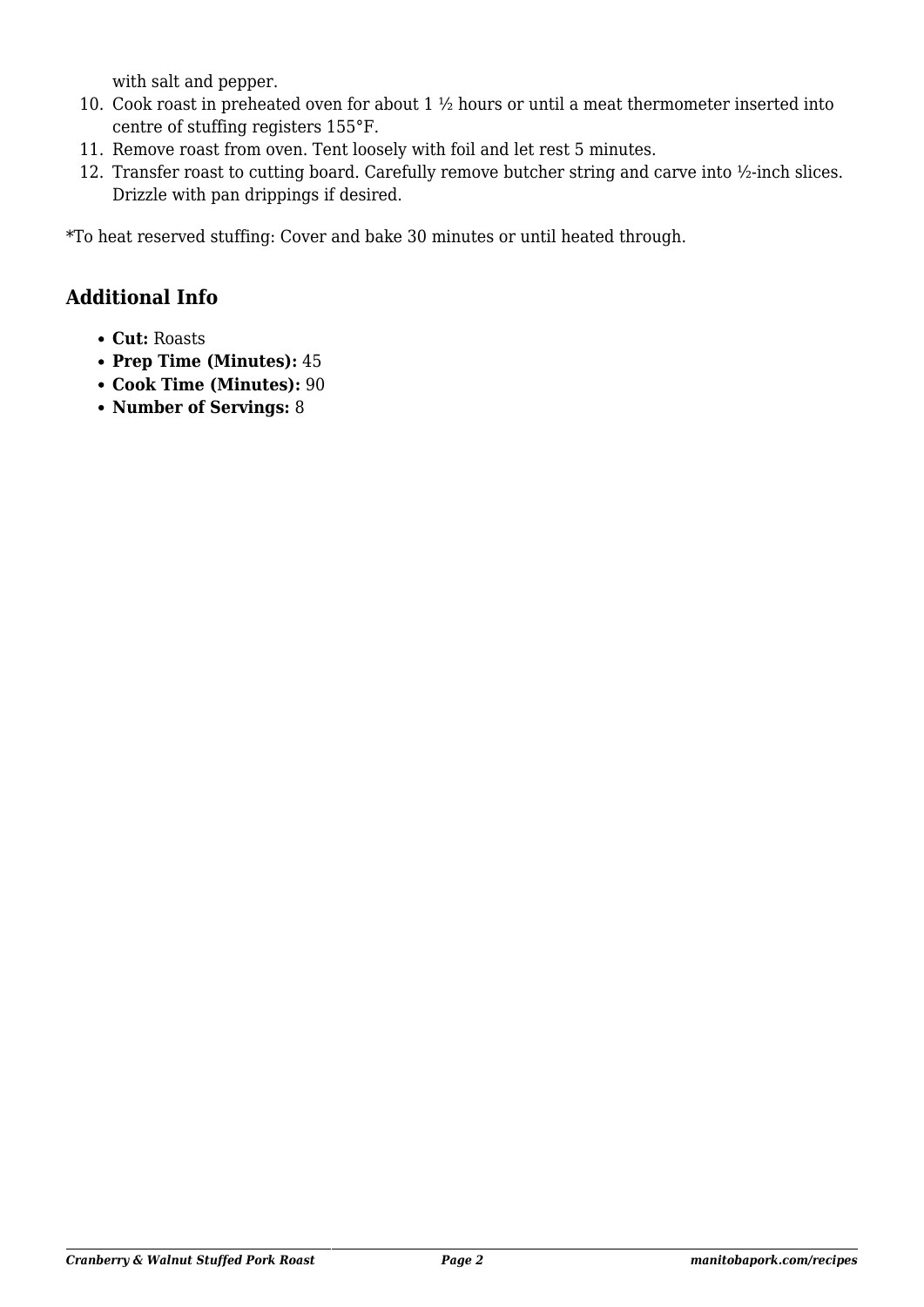with salt and pepper.

10. Cook roast in preheated oven for about 1 ½ hours or until a meat thermometer inserted into centre of stuffing registers 155°F.
11. Remove roast from oven. Tent loosely with foil and let rest 5 minutes.
12. Transfer roast to cutting board. Carefully remove butcher string and carve into ½-inch slices. Drizzle with pan drippings if desired.

*To heat reserved stuffing: Cover and bake 30 minutes or until heated through.

## Additional Info

- **Cut:** Roasts
- **Prep Time (Minutes):** 45
- **Cook Time (Minutes):** 90
- **Number of Servings:** 8